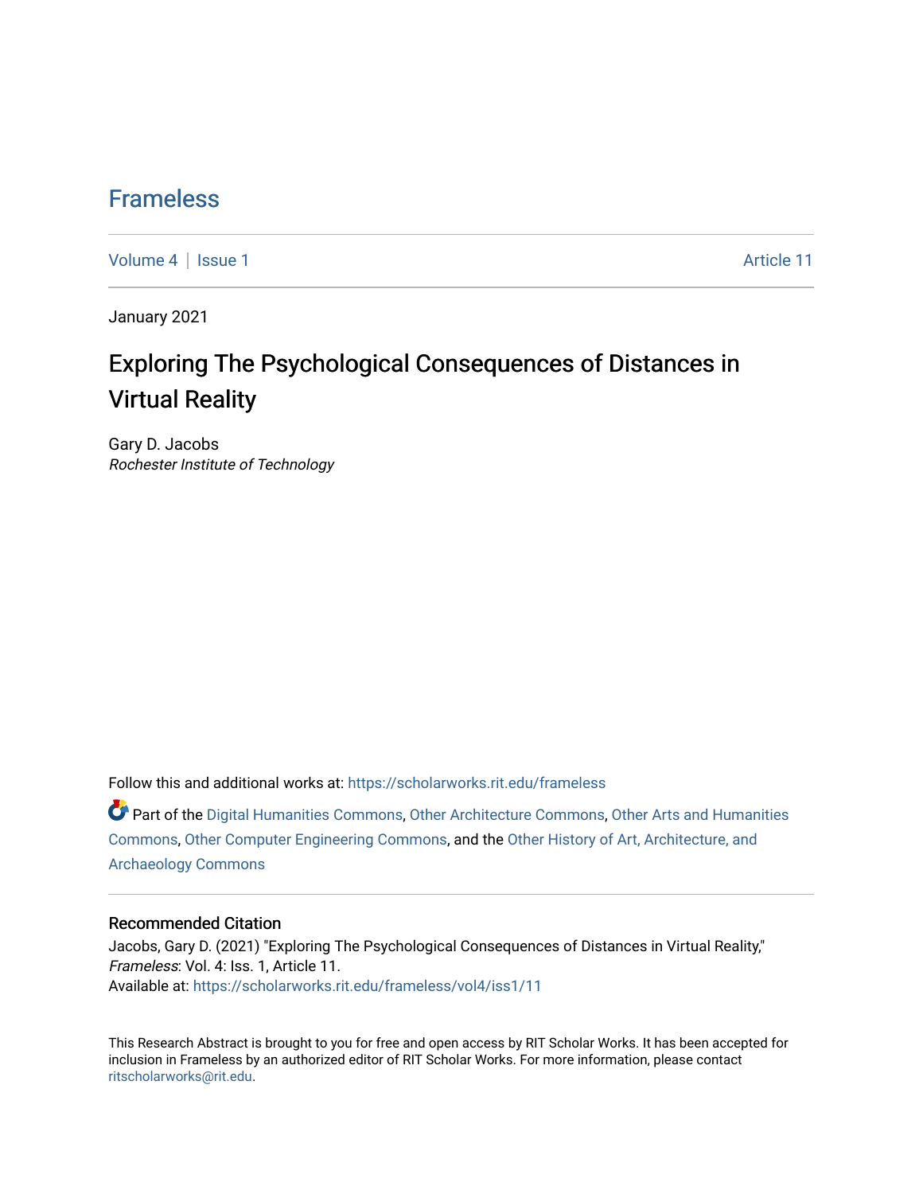Frameless

Volume 4 | Issue 1 Article 11

January 2021

# Exploring The Psychological Consequences of Distances in Virtual Reality

Gary D. Jacobs
*Rochester Institute of Technology*

Follow this and additional works at: https://scholarworks.rit.edu/frameless

Part of the Digital Humanities Commons, Other Architecture Commons, Other Arts and Humanities Commons, Other Computer Engineering Commons, and the Other History of Art, Architecture, and Archaeology Commons

## Recommended Citation

Jacobs, Gary D. (2021) "Exploring The Psychological Consequences of Distances in Virtual Reality," *Frameless*: Vol. 4: Iss. 1, Article 11.
Available at: https://scholarworks.rit.edu/frameless/vol4/iss1/11

This Research Abstract is brought to you for free and open access by RIT Scholar Works. It has been accepted for inclusion in Frameless by an authorized editor of RIT Scholar Works. For more information, please contact ritscholarworks@rit.edu.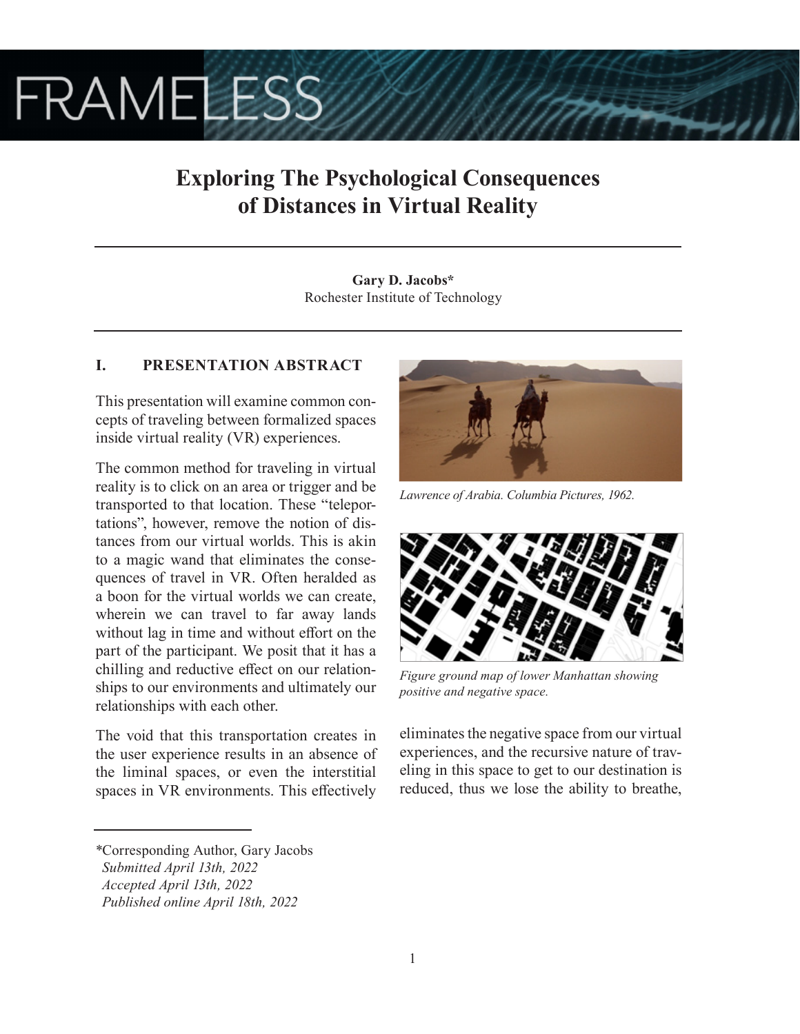# Exploring The Psychological Consequences of Distances in Virtual Reality

**Gary D. Jacobs***
Rochester Institute of Technology

## I. PRESENTATION ABSTRACT

This presentation will examine common concepts of traveling between formalized spaces inside virtual reality (VR) experiences.

The common method for traveling in virtual reality is to click on an area or trigger and be transported to that location. These "teleportations", however, remove the notion of distances from our virtual worlds. This is akin to a magic wand that eliminates the consequences of travel in VR. Often heralded as a boon for the virtual worlds we can create, wherein we can travel to far away lands without lag in time and without effort on the part of the participant. We posit that it has a chilling and reductive effect on our relationships to our environments and ultimately our relationships with each other.

The void that this transportation creates in the user experience results in an absence of the liminal spaces, or even the interstitial spaces in VR environments. This effectively eliminates the negative space from our virtual experiences, and the recursive nature of traveling in this space to get to our destination is reduced, thus we lose the ability to breathe,

*Lawrence of Arabia. Columbia Pictures, 1962.*

*Figure ground map of lower Manhattan showing positive and negative space.*

*Corresponding Author, Gary Jacobs
*Submitted April 13th, 2022*
*Accepted April 13th, 2022*
*Published online April 18th, 2022*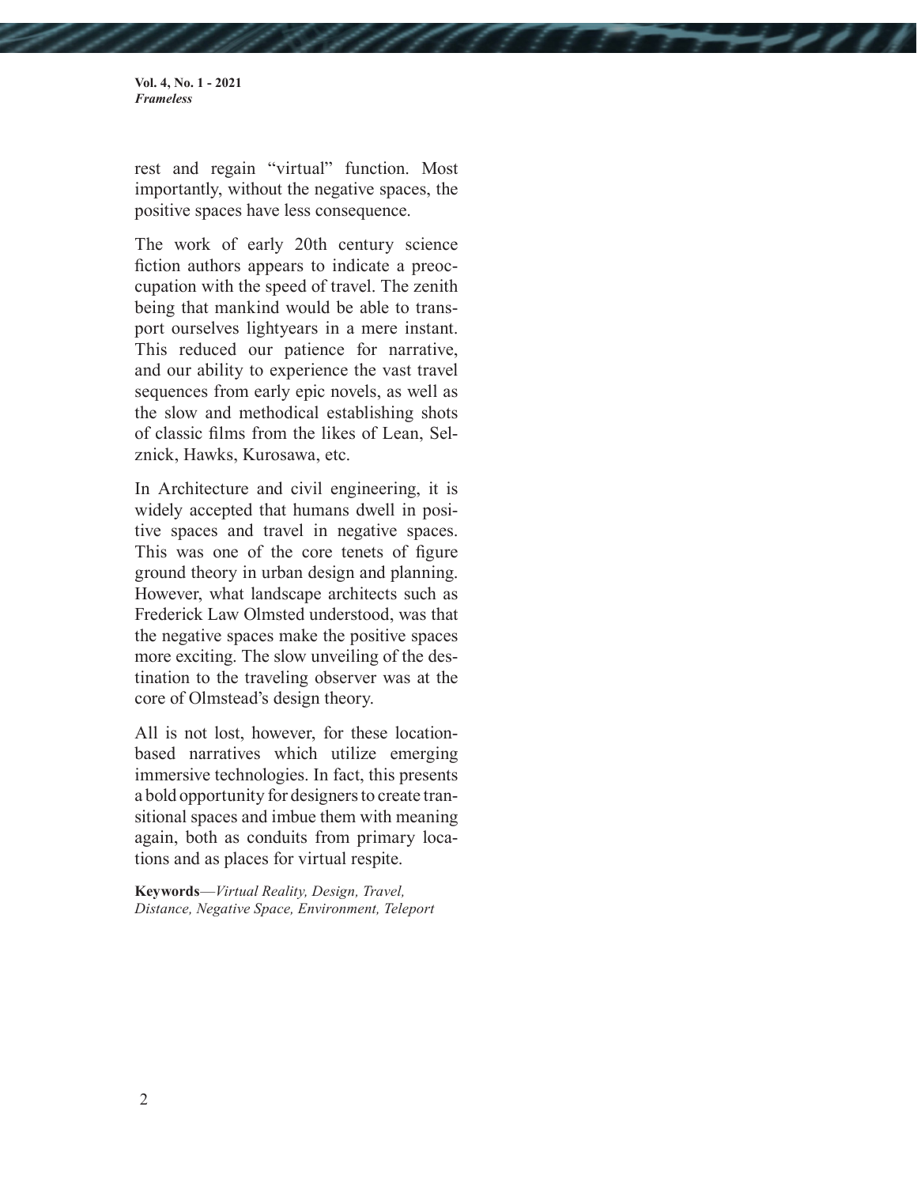rest and regain "virtual" function. Most importantly, without the negative spaces, the positive spaces have less consequence.

The work of early 20th century science fiction authors appears to indicate a preoccupation with the speed of travel. The zenith being that mankind would be able to transport ourselves lightyears in a mere instant. This reduced our patience for narrative, and our ability to experience the vast travel sequences from early epic novels, as well as the slow and methodical establishing shots of classic films from the likes of Lean, Selznick, Hawks, Kurosawa, etc.

In Architecture and civil engineering, it is widely accepted that humans dwell in positive spaces and travel in negative spaces. This was one of the core tenets of figure ground theory in urban design and planning. However, what landscape architects such as Frederick Law Olmsted understood, was that the negative spaces make the positive spaces more exciting. The slow unveiling of the destination to the traveling observer was at the core of Olmstead's design theory.

All is not lost, however, for these location-based narratives which utilize emerging immersive technologies. In fact, this presents a bold opportunity for designers to create transitional spaces and imbue them with meaning again, both as conduits from primary locations and as places for virtual respite.

**Keywords**—*Virtual Reality, Design, Travel, Distance, Negative Space, Environment, Teleport*